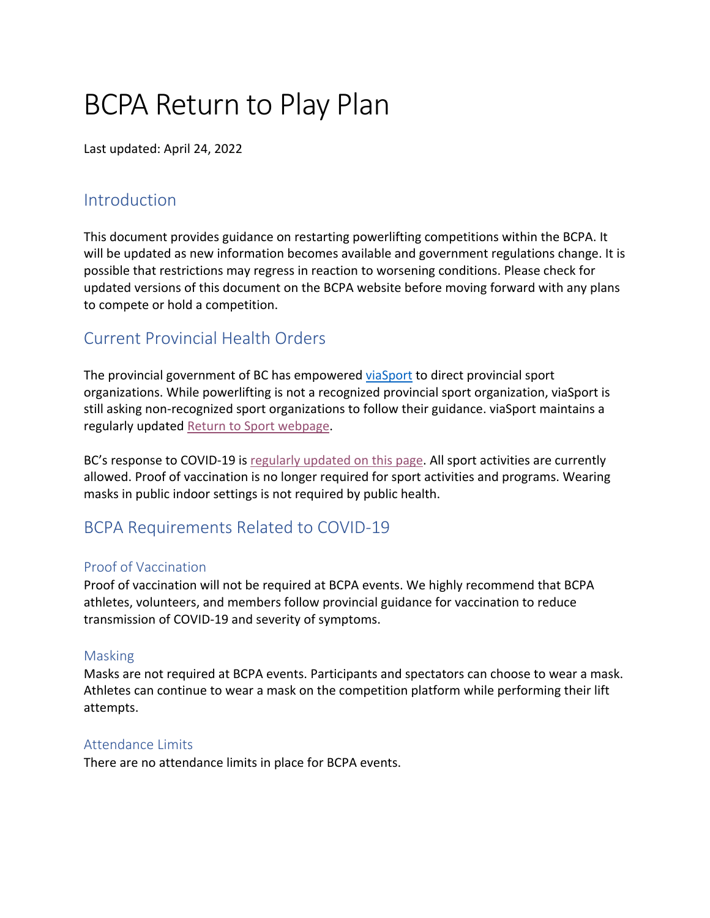# BCPA Return to Play Plan

Last updated: April 24, 2022

## Introduction

This document provides guidance on restarting powerlifting competitions within the BCPA. It will be updated as new information becomes available and government regulations change. It is possible that restrictions may regress in reaction to worsening conditions. Please check for updated versions of this document on the BCPA website before moving forward with any plans to compete or hold a competition.

## Current Provincial Health Orders

The provincial government of BC has empowered viaSport to direct provincial sport organizations. While powerlifting is not a recognized provincial sport organization, viaSport is still asking non-recognized sport organizations to follow their guidance. viaSport maintains a regularly updated Return to Sport webpage.

BC's response to COVID-19 is regularly updated on this page. All sport activities are currently allowed. Proof of vaccination is no longer required for sport activities and programs. Wearing masks in public indoor settings is not required by public health.

## BCPA Requirements Related to COVID-19

### Proof of Vaccination

Proof of vaccination will not be required at BCPA events. We highly recommend that BCPA athletes, volunteers, and members follow provincial guidance for vaccination to reduce transmission of COVID-19 and severity of symptoms.

### Masking

Masks are not required at BCPA events. Participants and spectators can choose to wear a mask. Athletes can continue to wear a mask on the competition platform while performing their lift attempts.

### Attendance Limits

There are no attendance limits in place for BCPA events.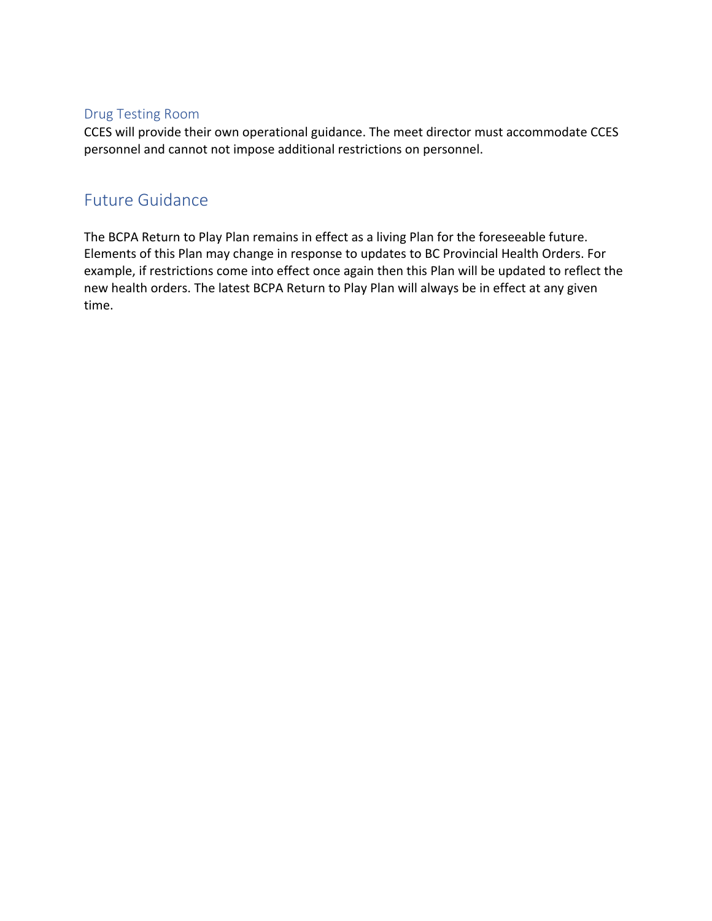### Drug Testing Room

CCES will provide their own operational guidance. The meet director must accommodate CCES personnel and cannot not impose additional restrictions on personnel.

## Future Guidance

The BCPA Return to Play Plan remains in effect as a living Plan for the foreseeable future. Elements of this Plan may change in response to updates to BC Provincial Health Orders. For example, if restrictions come into effect once again then this Plan will be updated to reflect the new health orders. The latest BCPA Return to Play Plan will always be in effect at any given time.